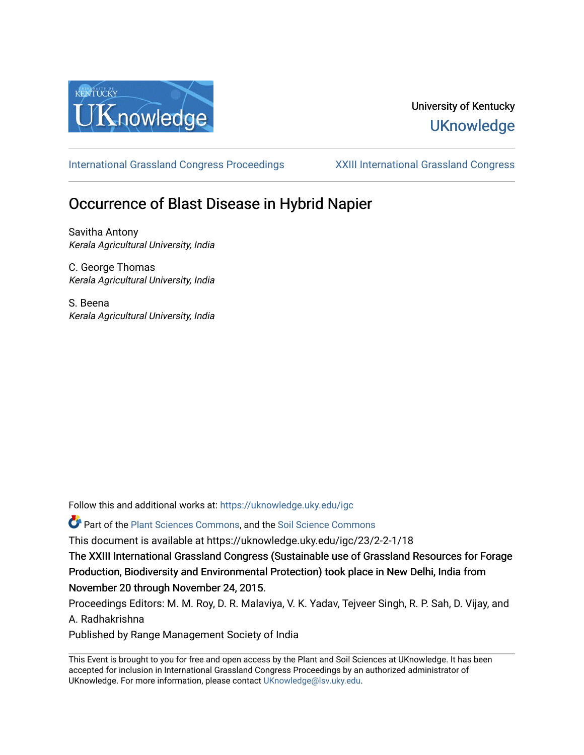University of Kentucky

UKnowledge

International Grassland Congress Proceedings | XXIII International Grassland Congress

# Occurrence of Blast Disease in Hybrid Napier

Savitha Antony
*Kerala Agricultural University, India*

C. George Thomas
*Kerala Agricultural University, India*

S. Beena
*Kerala Agricultural University, India*

Follow this and additional works at: https://uknowledge.uky.edu/igc

Part of the Plant Sciences Commons, and the Soil Science Commons

This document is available at https://uknowledge.uky.edu/igc/23/2-2-1/18

The XXIII International Grassland Congress (Sustainable use of Grassland Resources for Forage Production, Biodiversity and Environmental Protection) took place in New Delhi, India from November 20 through November 24, 2015.

Proceedings Editors: M. M. Roy, D. R. Malaviya, V. K. Yadav, Tejveer Singh, R. P. Sah, D. Vijay, and A. Radhakrishna

Published by Range Management Society of India

This Event is brought to you for free and open access by the Plant and Soil Sciences at UKnowledge. It has been accepted for inclusion in International Grassland Congress Proceedings by an authorized administrator of UKnowledge. For more information, please contact UKnowledge@lsv.uky.edu.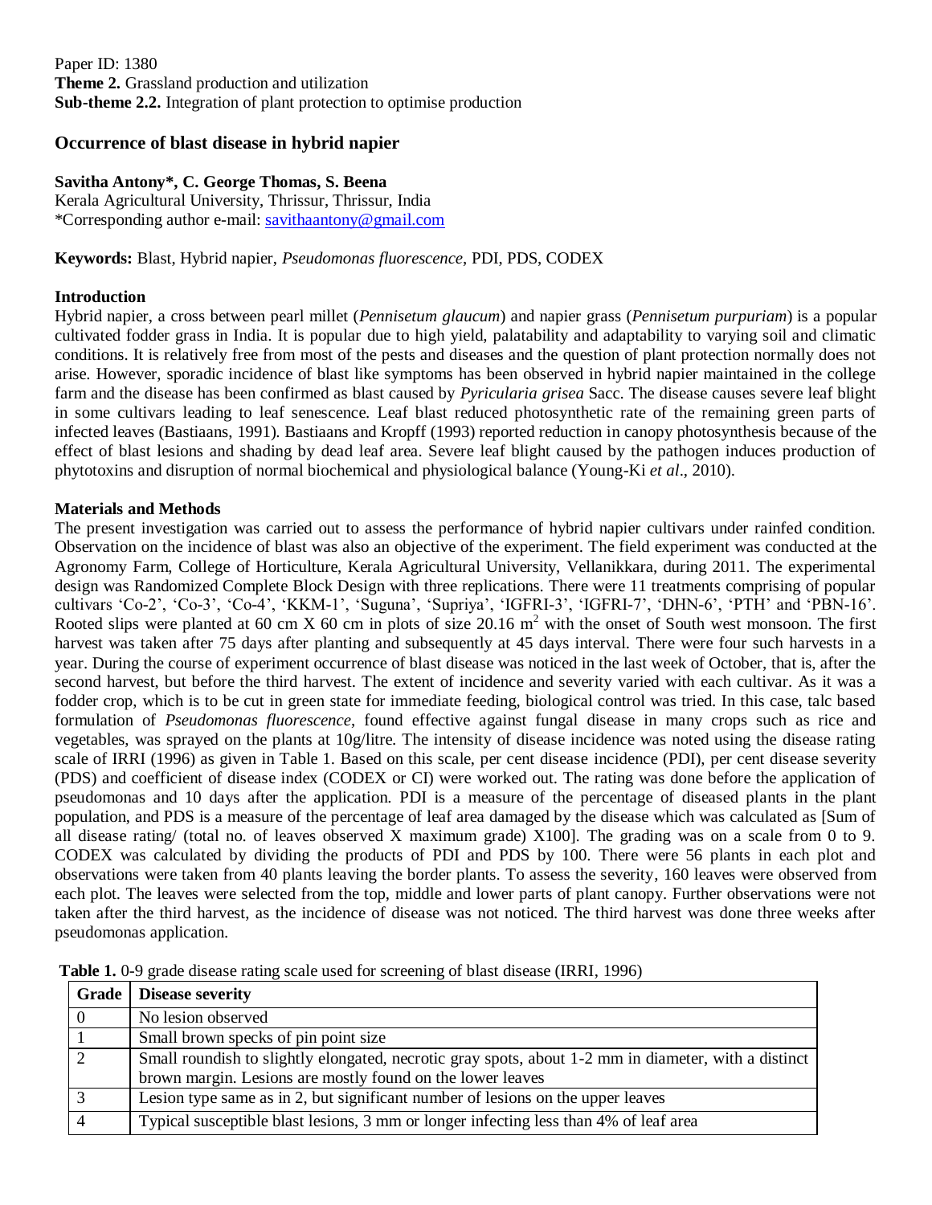Paper ID: 1380
**Theme 2.** Grassland production and utilization
**Sub-theme 2.2.** Integration of plant protection to optimise production

## Occurrence of blast disease in hybrid napier

**Savitha Antony*, C. George Thomas, S. Beena**
Kerala Agricultural University, Thrissur, Thrissur, India
*Corresponding author e-mail: savithaantony@gmail.com

**Keywords:** Blast, Hybrid napier, *Pseudomonas fluorescence*, PDI, PDS, CODEX

### Introduction

Hybrid napier, a cross between pearl millet (*Pennisetum glaucum*) and napier grass (*Pennisetum purpuriam*) is a popular cultivated fodder grass in India. It is popular due to high yield, palatability and adaptability to varying soil and climatic conditions. It is relatively free from most of the pests and diseases and the question of plant protection normally does not arise. However, sporadic incidence of blast like symptoms has been observed in hybrid napier maintained in the college farm and the disease has been confirmed as blast caused by *Pyricularia grisea* Sacc. The disease causes severe leaf blight in some cultivars leading to leaf senescence. Leaf blast reduced photosynthetic rate of the remaining green parts of infected leaves (Bastiaans, 1991). Bastiaans and Kropff (1993) reported reduction in canopy photosynthesis because of the effect of blast lesions and shading by dead leaf area. Severe leaf blight caused by the pathogen induces production of phytotoxins and disruption of normal biochemical and physiological balance (Young-Ki *et al*., 2010).

### Materials and Methods

The present investigation was carried out to assess the performance of hybrid napier cultivars under rainfed condition. Observation on the incidence of blast was also an objective of the experiment. The field experiment was conducted at the Agronomy Farm, College of Horticulture, Kerala Agricultural University, Vellanikkara, during 2011. The experimental design was Randomized Complete Block Design with three replications. There were 11 treatments comprising of popular cultivars 'Co-2', 'Co-3', 'Co-4', 'KKM-1', 'Suguna', 'Supriya', 'IGFRI-3', 'IGFRI-7', 'DHN-6', 'PTH' and 'PBN-16'. Rooted slips were planted at 60 cm X 60 cm in plots of size 20.16 $m^2$ with the onset of South west monsoon. The first harvest was taken after 75 days after planting and subsequently at 45 days interval. There were four such harvests in a year. During the course of experiment occurrence of blast disease was noticed in the last week of October, that is, after the second harvest, but before the third harvest. The extent of incidence and severity varied with each cultivar. As it was a fodder crop, which is to be cut in green state for immediate feeding, biological control was tried. In this case, talc based formulation of *Pseudomonas fluorescence*, found effective against fungal disease in many crops such as rice and vegetables, was sprayed on the plants at 10g/litre. The intensity of disease incidence was noted using the disease rating scale of IRRI (1996) as given in Table 1. Based on this scale, per cent disease incidence (PDI), per cent disease severity (PDS) and coefficient of disease index (CODEX or CI) were worked out. The rating was done before the application of pseudomonas and 10 days after the application. PDI is a measure of the percentage of diseased plants in the plant population, and PDS is a measure of the percentage of leaf area damaged by the disease which was calculated as [Sum of all disease rating/ (total no. of leaves observed X maximum grade) X100]. The grading was on a scale from 0 to 9. CODEX was calculated by dividing the products of PDI and PDS by 100. There were 56 plants in each plot and observations were taken from 40 plants leaving the border plants. To assess the severity, 160 leaves were observed from each plot. The leaves were selected from the top, middle and lower parts of plant canopy. Further observations were not taken after the third harvest, as the incidence of disease was not noticed. The third harvest was done three weeks after pseudomonas application.

**Table 1.** 0-9 grade disease rating scale used for screening of blast disease (IRRI, 1996)

| Grade | Disease severity |
|---|---|
| 0 | No lesion observed |
| 1 | Small brown specks of pin point size |
| 2 | Small roundish to slightly elongated, necrotic gray spots, about 1-2 mm in diameter, with a distinct brown margin. Lesions are mostly found on the lower leaves |
| 3 | Lesion type same as in 2, but significant number of lesions on the upper leaves |
| 4 | Typical susceptible blast lesions, 3 mm or longer infecting less than 4% of leaf area |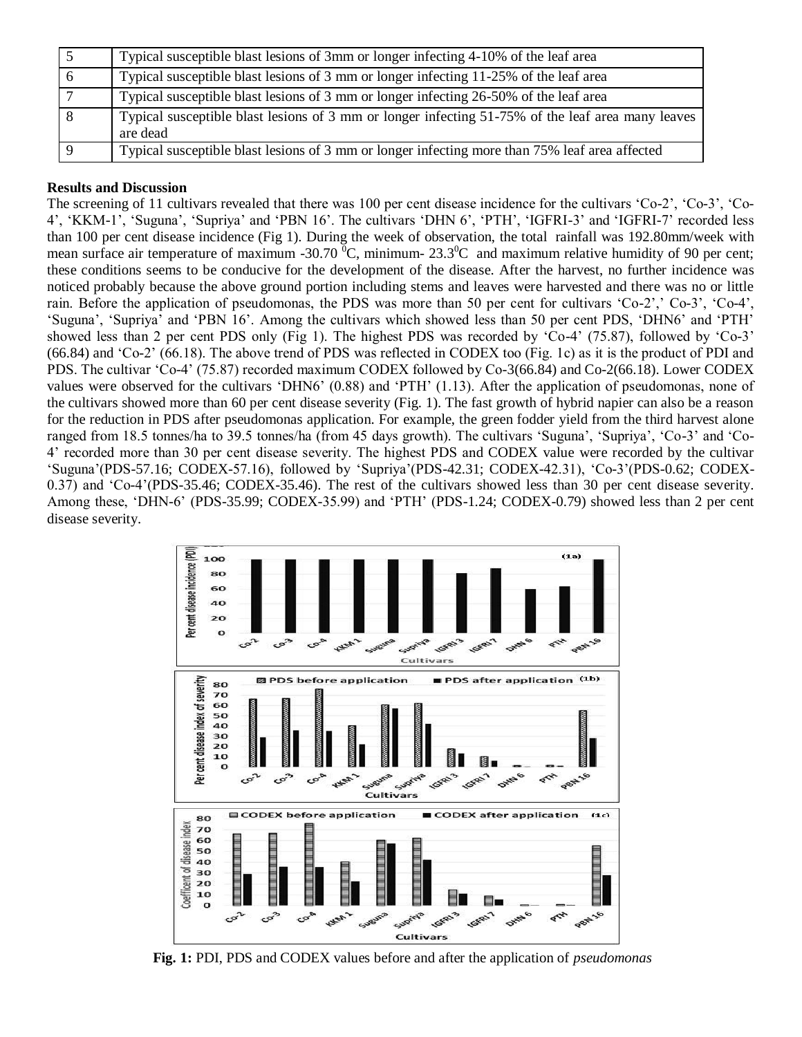| 5 | Typical susceptible blast lesions of 3mm or longer infecting 4-10% of the leaf area |
|---|---|
| 6 | Typical susceptible blast lesions of 3 mm or longer infecting 11-25% of the leaf area |
| 7 | Typical susceptible blast lesions of 3 mm or longer infecting 26-50% of the leaf area |
| 8 | Typical susceptible blast lesions of 3 mm or longer infecting 51-75% of the leaf area many leaves are dead |
| 9 | Typical susceptible blast lesions of 3 mm or longer infecting more than 75% leaf area affected |

**Results and Discussion**

The screening of 11 cultivars revealed that there was 100 per cent disease incidence for the cultivars 'Co-2', 'Co-3', 'Co-4', 'KKM-1', 'Suguna', 'Supriya' and 'PBN 16'. The cultivars 'DHN 6', 'PTH', 'IGFRI-3' and 'IGFRI-7' recorded less than 100 per cent disease incidence (Fig 1). During the week of observation, the total rainfall was 192.80mm/week with mean surface air temperature of maximum -30.70 $^0$C, minimum- 23.3$^0$C and maximum relative humidity of 90 per cent; these conditions seems to be conducive for the development of the disease. After the harvest, no further incidence was noticed probably because the above ground portion including stems and leaves were harvested and there was no or little rain. Before the application of pseudomonas, the PDS was more than 50 per cent for cultivars 'Co-2',' Co-3', 'Co-4', 'Suguna', 'Supriya' and 'PBN 16'. Among the cultivars which showed less than 50 per cent PDS, 'DHN6' and 'PTH' showed less than 2 per cent PDS only (Fig 1). The highest PDS was recorded by 'Co-4' (75.87), followed by 'Co-3' (66.84) and 'Co-2' (66.18). The above trend of PDS was reflected in CODEX too (Fig. 1c) as it is the product of PDI and PDS. The cultivar 'Co-4' (75.87) recorded maximum CODEX followed by Co-3(66.84) and Co-2(66.18). Lower CODEX values were observed for the cultivars 'DHN6' (0.88) and 'PTH' (1.13). After the application of pseudomonas, none of the cultivars showed more than 60 per cent disease severity (Fig. 1). The fast growth of hybrid napier can also be a reason for the reduction in PDS after pseudomonas application. For example, the green fodder yield from the third harvest alone ranged from 18.5 tonnes/ha to 39.5 tonnes/ha (from 45 days growth). The cultivars 'Suguna', 'Supriya', 'Co-3' and 'Co-4' recorded more than 30 per cent disease severity. The highest PDS and CODEX value were recorded by the cultivar 'Suguna'(PDS-57.16; CODEX-57.16), followed by 'Supriya'(PDS-42.31; CODEX-42.31), 'Co-3'(PDS-0.62; CODEX-0.37) and 'Co-4'(PDS-35.46; CODEX-35.46). The rest of the cultivars showed less than 30 per cent disease severity. Among these, 'DHN-6' (PDS-35.99; CODEX-35.99) and 'PTH' (PDS-1.24; CODEX-0.79) showed less than 2 per cent disease severity.

**Fig. 1:** PDI, PDS and CODEX values before and after the application of *pseudomonas*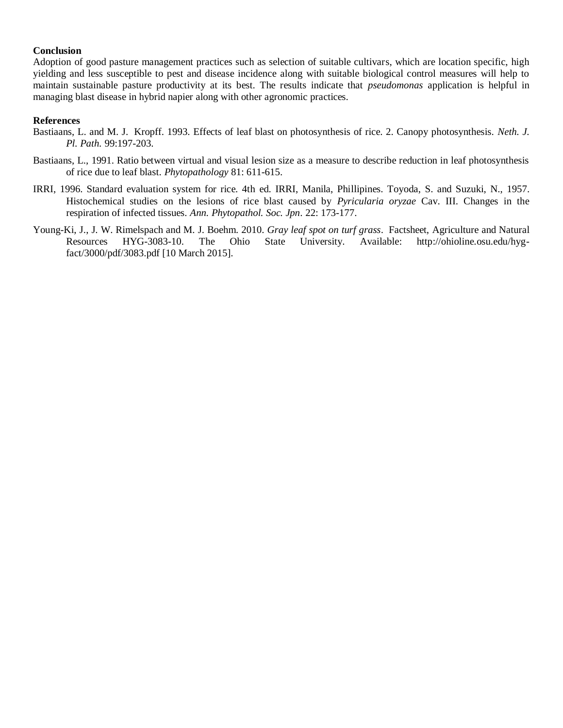## Conclusion

Adoption of good pasture management practices such as selection of suitable cultivars, which are location specific, high yielding and less susceptible to pest and disease incidence along with suitable biological control measures will help to maintain sustainable pasture productivity at its best. The results indicate that *pseudomonas* application is helpful in managing blast disease in hybrid napier along with other agronomic practices.

## References

Bastiaans, L. and M. J. Kropff. 1993. Effects of leaf blast on photosynthesis of rice. 2. Canopy photosynthesis. *Neth. J. Pl. Path.* 99:197-203.

Bastiaans, L., 1991. Ratio between virtual and visual lesion size as a measure to describe reduction in leaf photosynthesis of rice due to leaf blast. *Phytopathology* 81: 611-615.

IRRI, 1996. Standard evaluation system for rice. 4th ed. IRRI, Manila, Phillipines. Toyoda, S. and Suzuki, N., 1957. Histochemical studies on the lesions of rice blast caused by *Pyricularia oryzae* Cav. III. Changes in the respiration of infected tissues. *Ann. Phytopathol. Soc. Jpn*. 22: 173-177.

Young-Ki, J., J. W. Rimelspach and M. J. Boehm. 2010. *Gray leaf spot on turf grass*. Factsheet, Agriculture and Natural Resources HYG-3083-10. The Ohio State University. Available: http://ohioline.osu.edu/hyg-fact/3000/pdf/3083.pdf [10 March 2015].